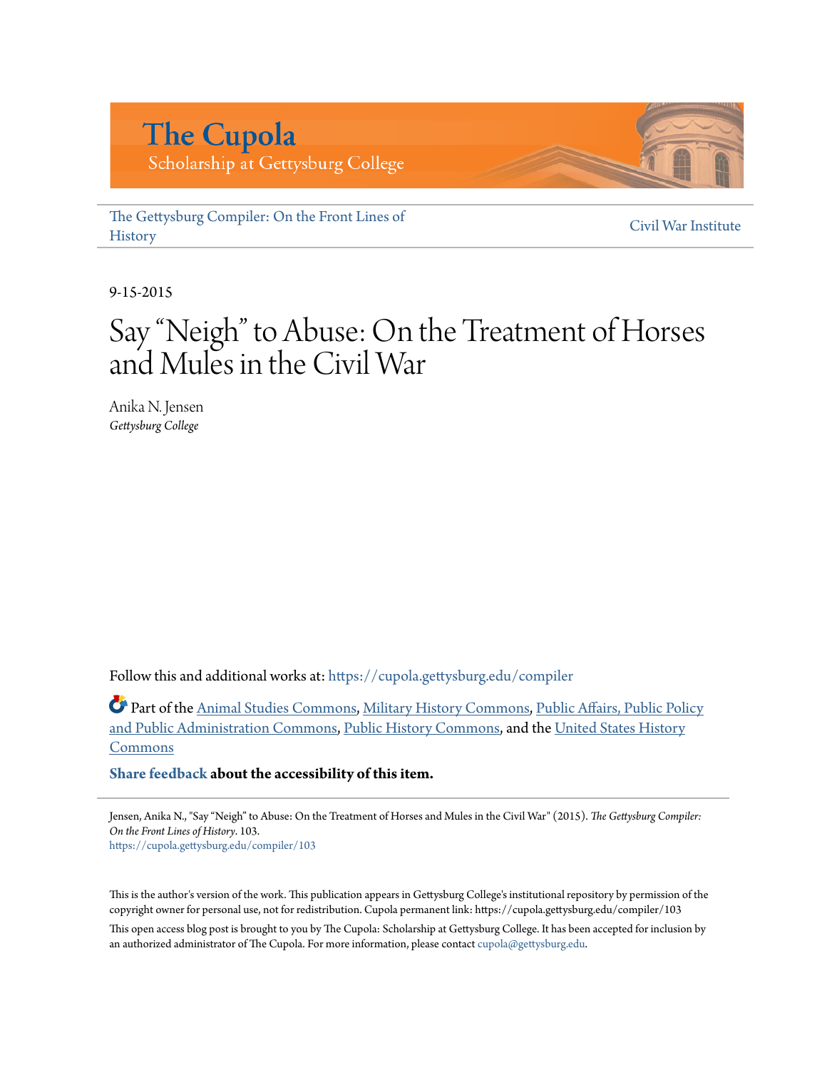# The Cupola

Scholarship at Gettysburg College

The Gettysburg Compiler: On the Front Lines of History

Civil War Institute

9-15-2015

# Say "Neigh" to Abuse: On the Treatment of Horses and Mules in the Civil War

Anika N. Jensen
*Gettysburg College*

Follow this and additional works at: https://cupola.gettysburg.edu/compiler

Part of the Animal Studies Commons, Military History Commons, Public Affairs, Public Policy and Public Administration Commons, Public History Commons, and the United States History Commons

**Share feedback about the accessibility of this item.**

Jensen, Anika N., "Say "Neigh" to Abuse: On the Treatment of Horses and Mules in the Civil War" (2015). *The Gettysburg Compiler: On the Front Lines of History*. 103.
https://cupola.gettysburg.edu/compiler/103

This is the author's version of the work. This publication appears in Gettysburg College's institutional repository by permission of the copyright owner for personal use, not for redistribution. Cupola permanent link: https://cupola.gettysburg.edu/compiler/103

This open access blog post is brought to you by The Cupola: Scholarship at Gettysburg College. It has been accepted for inclusion by an authorized administrator of The Cupola. For more information, please contact cupola@gettysburg.edu.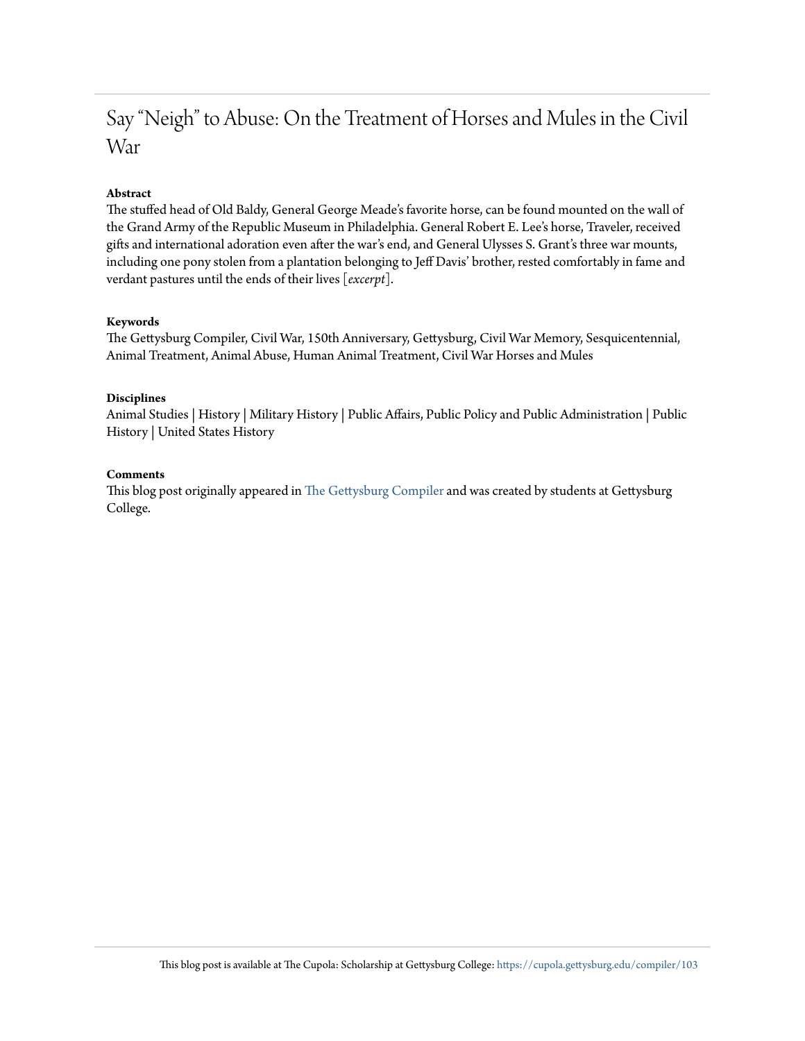# Say "Neigh" to Abuse: On the Treatment of Horses and Mules in the Civil War

**Abstract**

The stuffed head of Old Baldy, General George Meade's favorite horse, can be found mounted on the wall of the Grand Army of the Republic Museum in Philadelphia. General Robert E. Lee's horse, Traveler, received gifts and international adoration even after the war's end, and General Ulysses S. Grant's three war mounts, including one pony stolen from a plantation belonging to Jeff Davis' brother, rested comfortably in fame and verdant pastures until the ends of their lives [*excerpt*].

**Keywords**

The Gettysburg Compiler, Civil War, 150th Anniversary, Gettysburg, Civil War Memory, Sesquicentennial, Animal Treatment, Animal Abuse, Human Animal Treatment, Civil War Horses and Mules

**Disciplines**

Animal Studies | History | Military History | Public Affairs, Public Policy and Public Administration | Public History | United States History

**Comments**

This blog post originally appeared in The Gettysburg Compiler and was created by students at Gettysburg College.

This blog post is available at The Cupola: Scholarship at Gettysburg College: https://cupola.gettysburg.edu/compiler/103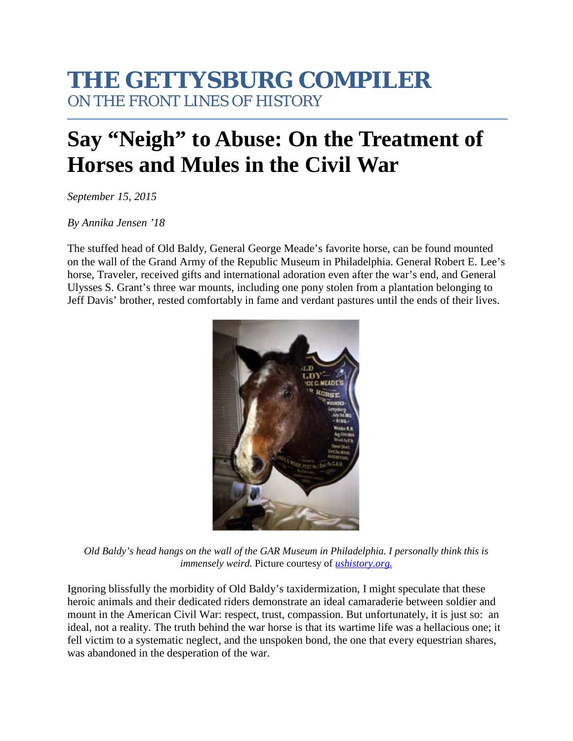# THE GETTYSBURG COMPILER

ON THE FRONT LINES OF HISTORY

# Say "Neigh" to Abuse: On the Treatment of Horses and Mules in the Civil War

*September 15, 2015*

*By Annika Jensen '18*

The stuffed head of Old Baldy, General George Meade's favorite horse, can be found mounted on the wall of the Grand Army of the Republic Museum in Philadelphia. General Robert E. Lee's horse, Traveler, received gifts and international adoration even after the war's end, and General Ulysses S. Grant's three war mounts, including one pony stolen from a plantation belonging to Jeff Davis' brother, rested comfortably in fame and verdant pastures until the ends of their lives.

*Old Baldy's head hangs on the wall of the GAR Museum in Philadelphia. I personally think this is immensely weird.* Picture courtesy of [ushistory.org.](ushistory.org)

Ignoring blissfully the morbidity of Old Baldy's taxidermization, I might speculate that these heroic animals and their dedicated riders demonstrate an ideal camaraderie between soldier and mount in the American Civil War: respect, trust, compassion. But unfortunately, it is just so: an ideal, not a reality. The truth behind the war horse is that its wartime life was a hellacious one; it fell victim to a systematic neglect, and the unspoken bond, the one that every equestrian shares, was abandoned in the desperation of the war.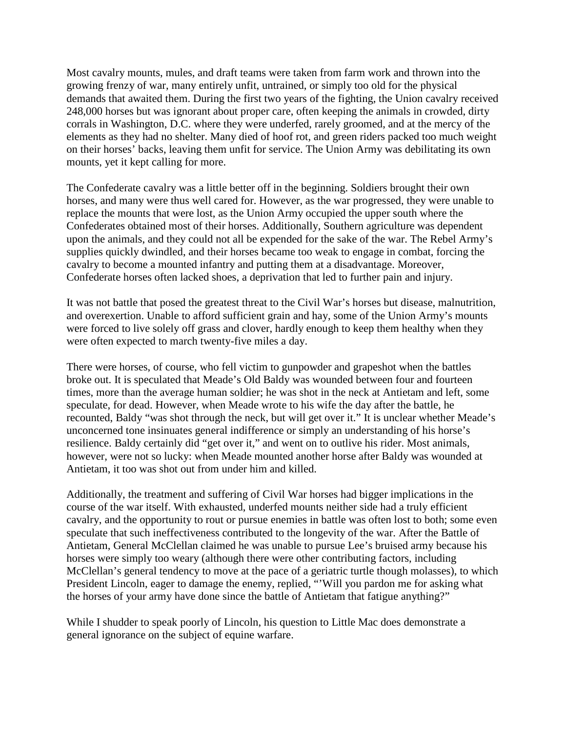Most cavalry mounts, mules, and draft teams were taken from farm work and thrown into the growing frenzy of war, many entirely unfit, untrained, or simply too old for the physical demands that awaited them. During the first two years of the fighting, the Union cavalry received 248,000 horses but was ignorant about proper care, often keeping the animals in crowded, dirty corrals in Washington, D.C. where they were underfed, rarely groomed, and at the mercy of the elements as they had no shelter. Many died of hoof rot, and green riders packed too much weight on their horses' backs, leaving them unfit for service. The Union Army was debilitating its own mounts, yet it kept calling for more.

The Confederate cavalry was a little better off in the beginning. Soldiers brought their own horses, and many were thus well cared for. However, as the war progressed, they were unable to replace the mounts that were lost, as the Union Army occupied the upper south where the Confederates obtained most of their horses. Additionally, Southern agriculture was dependent upon the animals, and they could not all be expended for the sake of the war. The Rebel Army's supplies quickly dwindled, and their horses became too weak to engage in combat, forcing the cavalry to become a mounted infantry and putting them at a disadvantage. Moreover, Confederate horses often lacked shoes, a deprivation that led to further pain and injury.

It was not battle that posed the greatest threat to the Civil War's horses but disease, malnutrition, and overexertion. Unable to afford sufficient grain and hay, some of the Union Army's mounts were forced to live solely off grass and clover, hardly enough to keep them healthy when they were often expected to march twenty-five miles a day.

There were horses, of course, who fell victim to gunpowder and grapeshot when the battles broke out. It is speculated that Meade's Old Baldy was wounded between four and fourteen times, more than the average human soldier; he was shot in the neck at Antietam and left, some speculate, for dead. However, when Meade wrote to his wife the day after the battle, he recounted, Baldy "was shot through the neck, but will get over it." It is unclear whether Meade's unconcerned tone insinuates general indifference or simply an understanding of his horse's resilience. Baldy certainly did "get over it," and went on to outlive his rider. Most animals, however, were not so lucky: when Meade mounted another horse after Baldy was wounded at Antietam, it too was shot out from under him and killed.

Additionally, the treatment and suffering of Civil War horses had bigger implications in the course of the war itself. With exhausted, underfed mounts neither side had a truly efficient cavalry, and the opportunity to rout or pursue enemies in battle was often lost to both; some even speculate that such ineffectiveness contributed to the longevity of the war. After the Battle of Antietam, General McClellan claimed he was unable to pursue Lee's bruised army because his horses were simply too weary (although there were other contributing factors, including McClellan's general tendency to move at the pace of a geriatric turtle though molasses), to which President Lincoln, eager to damage the enemy, replied, "'Will you pardon me for asking what the horses of your army have done since the battle of Antietam that fatigue anything?"

While I shudder to speak poorly of Lincoln, his question to Little Mac does demonstrate a general ignorance on the subject of equine warfare.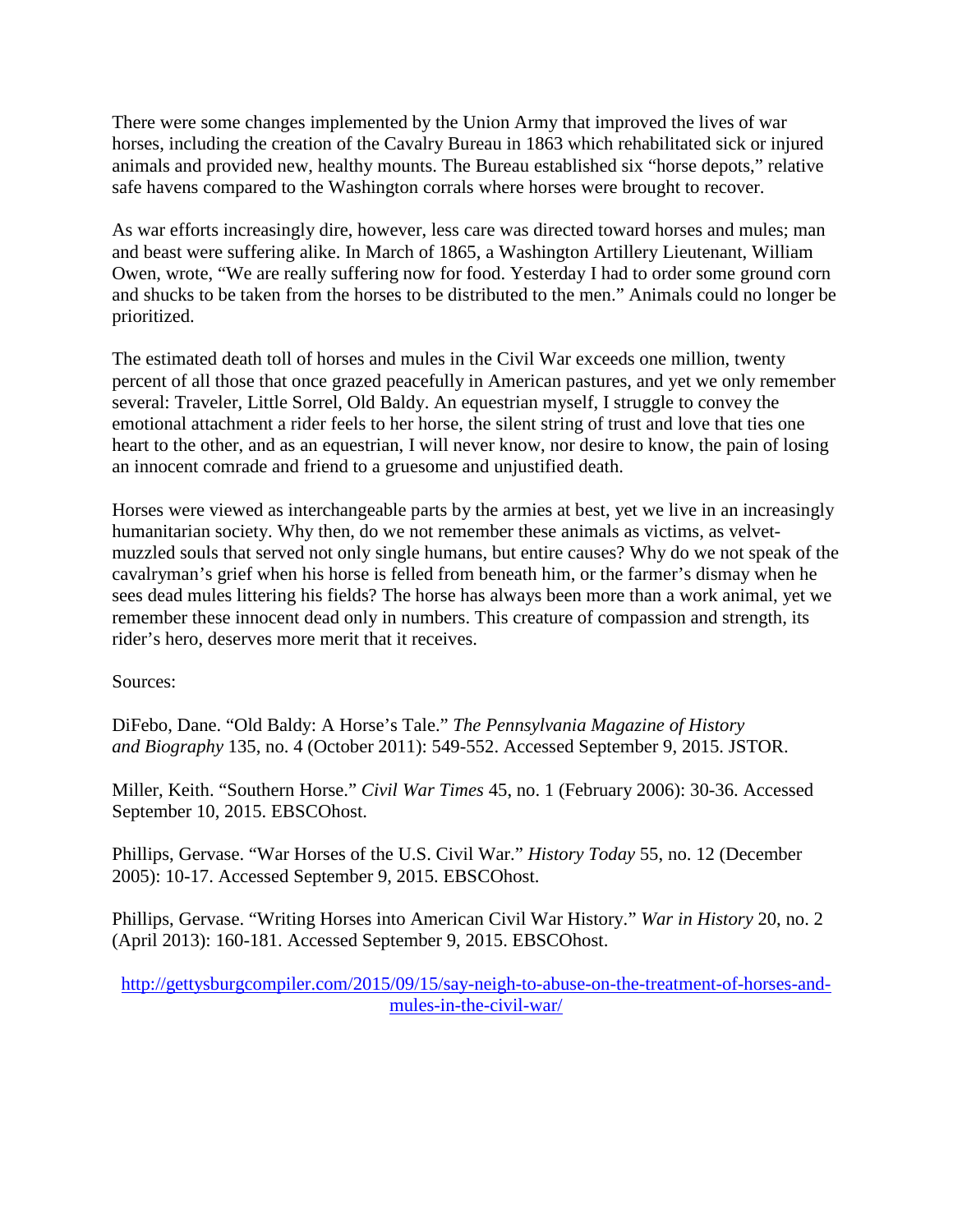There were some changes implemented by the Union Army that improved the lives of war horses, including the creation of the Cavalry Bureau in 1863 which rehabilitated sick or injured animals and provided new, healthy mounts. The Bureau established six "horse depots," relative safe havens compared to the Washington corrals where horses were brought to recover.

As war efforts increasingly dire, however, less care was directed toward horses and mules; man and beast were suffering alike. In March of 1865, a Washington Artillery Lieutenant, William Owen, wrote, "We are really suffering now for food. Yesterday I had to order some ground corn and shucks to be taken from the horses to be distributed to the men." Animals could no longer be prioritized.

The estimated death toll of horses and mules in the Civil War exceeds one million, twenty percent of all those that once grazed peacefully in American pastures, and yet we only remember several: Traveler, Little Sorrel, Old Baldy. An equestrian myself, I struggle to convey the emotional attachment a rider feels to her horse, the silent string of trust and love that ties one heart to the other, and as an equestrian, I will never know, nor desire to know, the pain of losing an innocent comrade and friend to a gruesome and unjustified death.

Horses were viewed as interchangeable parts by the armies at best, yet we live in an increasingly humanitarian society. Why then, do we not remember these animals as victims, as velvet-muzzled souls that served not only single humans, but entire causes? Why do we not speak of the cavalryman's grief when his horse is felled from beneath him, or the farmer's dismay when he sees dead mules littering his fields? The horse has always been more than a work animal, yet we remember these innocent dead only in numbers. This creature of compassion and strength, its rider's hero, deserves more merit that it receives.

Sources:

DiFebo, Dane. "Old Baldy: A Horse's Tale." *The Pennsylvania Magazine of History and Biography* 135, no. 4 (October 2011): 549-552. Accessed September 9, 2015. JSTOR.

Miller, Keith. "Southern Horse." *Civil War Times* 45, no. 1 (February 2006): 30-36. Accessed September 10, 2015. EBSCOhost.

Phillips, Gervase. "War Horses of the U.S. Civil War." *History Today* 55, no. 12 (December 2005): 10-17. Accessed September 9, 2015. EBSCOhost.

Phillips, Gervase. "Writing Horses into American Civil War History." *War in History* 20, no. 2 (April 2013): 160-181. Accessed September 9, 2015. EBSCOhost.

http://gettysburgcompiler.com/2015/09/15/say-neigh-to-abuse-on-the-treatment-of-horses-and-mules-in-the-civil-war/